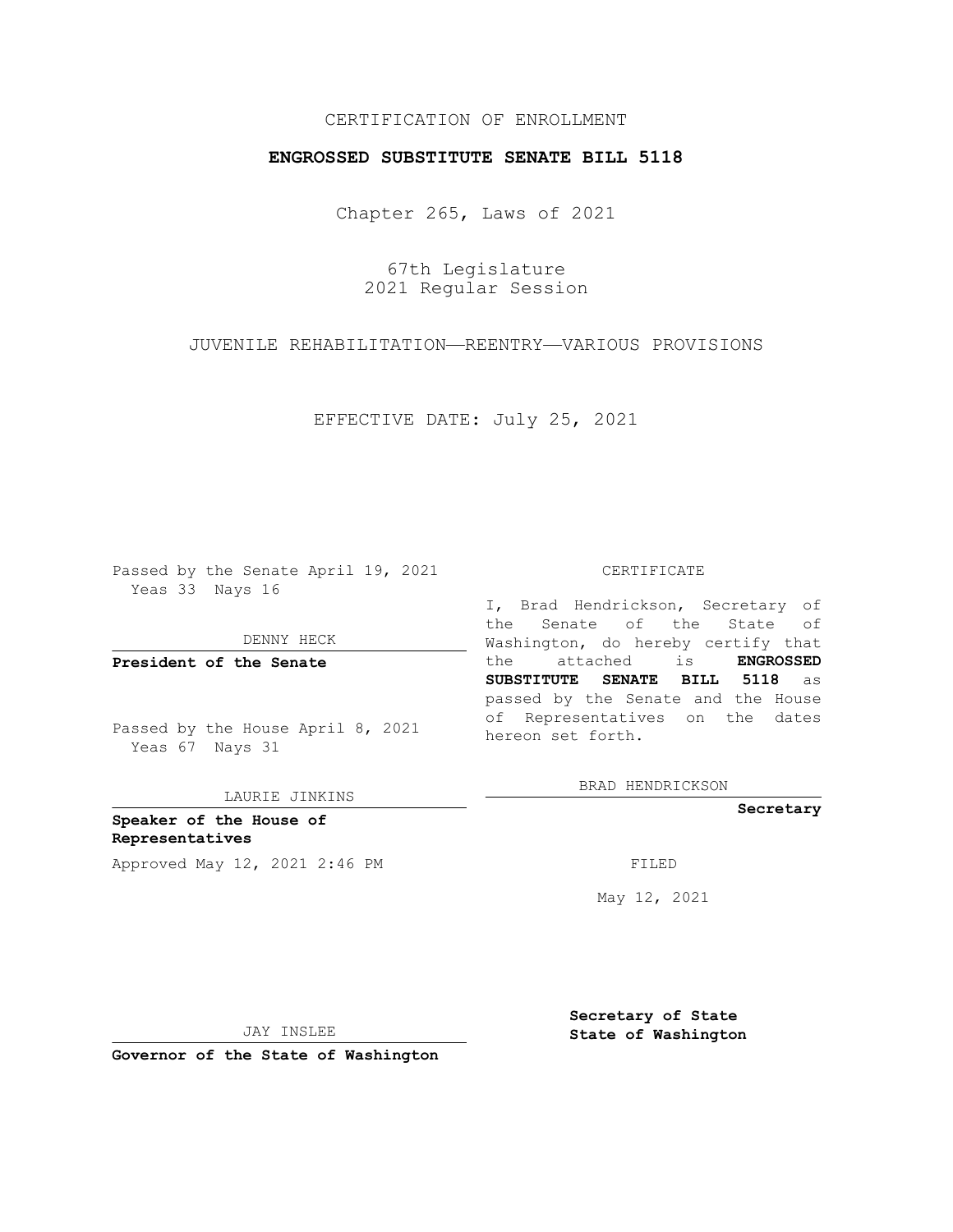CERTIFICATION OF ENROLLMENT

**ENGROSSED SUBSTITUTE SENATE BILL 5118**

Chapter 265, Laws of 2021

67th Legislature
2021 Regular Session

JUVENILE REHABILITATION—REENTRY—VARIOUS PROVISIONS

EFFECTIVE DATE: July 25, 2021

Passed by the Senate April 19, 2021
Yeas 33 Nays 16

DENNY HECK

**President of the Senate**

Passed by the House April 8, 2021
Yeas 67 Nays 31

LAURIE JINKINS

**Speaker of the House of Representatives**

Approved May 12, 2021 2:46 PM

JAY INSLEE

**Governor of the State of Washington**

CERTIFICATE

I, Brad Hendrickson, Secretary of the Senate of the State of Washington, do hereby certify that the attached is **ENGROSSED SUBSTITUTE SENATE BILL 5118** as passed by the Senate and the House of Representatives on the dates hereon set forth.

BRAD HENDRICKSON

**Secretary**

FILED

May 12, 2021

**Secretary of State**
**State of Washington**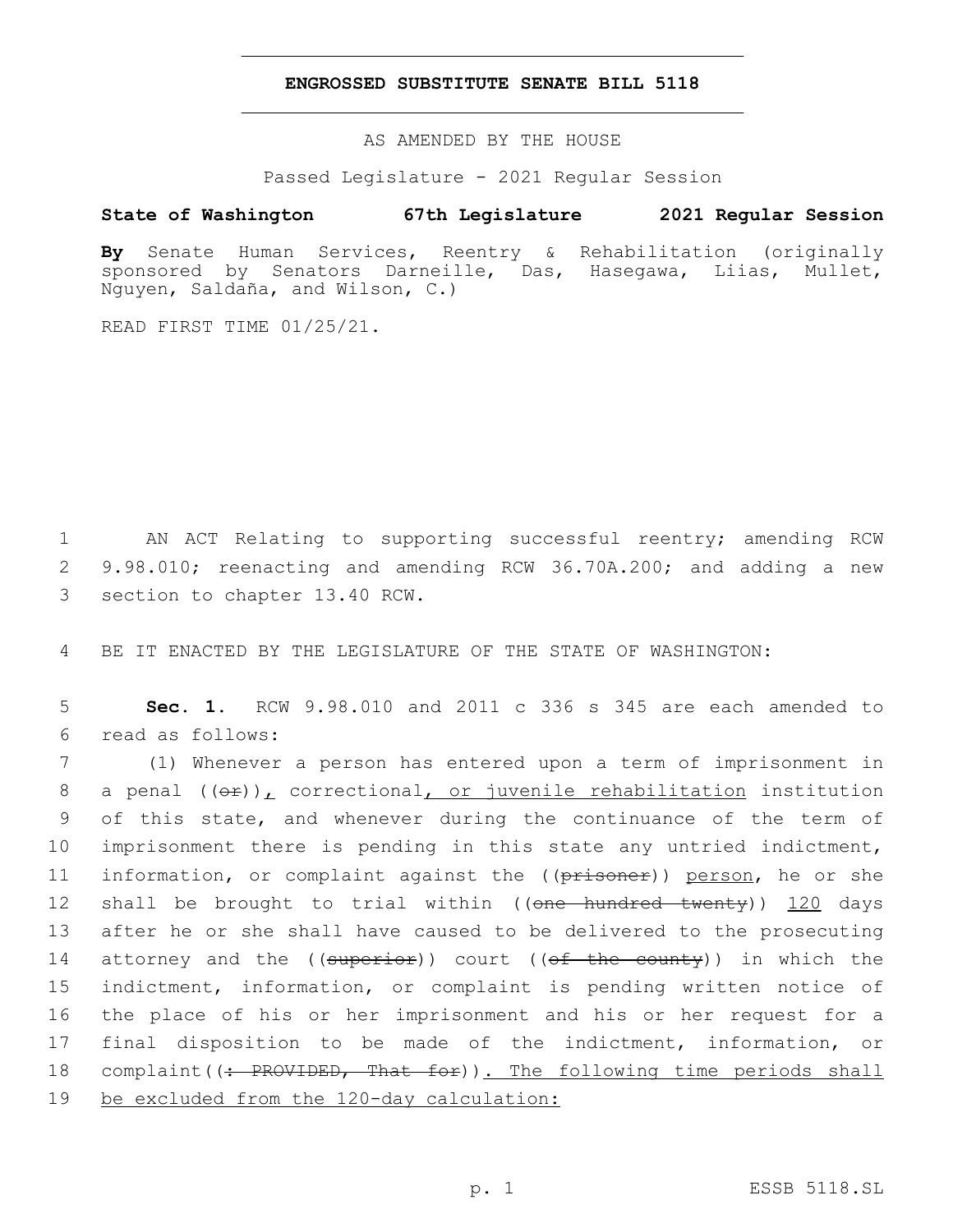# ENGROSSED SUBSTITUTE SENATE BILL 5118

AS AMENDED BY THE HOUSE

Passed Legislature - 2021 Regular Session

**State of Washington 67th Legislature 2021 Regular Session**

**By** Senate Human Services, Reentry & Rehabilitation (originally sponsored by Senators Darneille, Das, Hasegawa, Liias, Mullet, Nguyen, Saldaña, and Wilson, C.)

READ FIRST TIME 01/25/21.

1 AN ACT Relating to supporting successful reentry; amending RCW 2 9.98.010; reenacting and amending RCW 36.70A.200; and adding a new 3 section to chapter 13.40 RCW.

4 BE IT ENACTED BY THE LEGISLATURE OF THE STATE OF WASHINGTON:

5 **Sec. 1.** RCW 9.98.010 and 2011 c 336 s 345 are each amended to 6 read as follows:

7 (1) Whenever a person has entered upon a term of imprisonment in 8 a penal ((~~or~~)), correctional, or juvenile rehabilitation institution 9 of this state, and whenever during the continuance of the term of 10 imprisonment there is pending in this state any untried indictment, 11 information, or complaint against the ((~~prisoner~~)) person, he or she 12 shall be brought to trial within ((~~one hundred twenty~~)) 120 days 13 after he or she shall have caused to be delivered to the prosecuting 14 attorney and the ((~~superior~~)) court ((~~of the county~~)) in which the 15 indictment, information, or complaint is pending written notice of 16 the place of his or her imprisonment and his or her request for a 17 final disposition to be made of the indictment, information, or 18 complaint((~~: PROVIDED, That for~~)). The following time periods shall 19 be excluded from the 120-day calculation: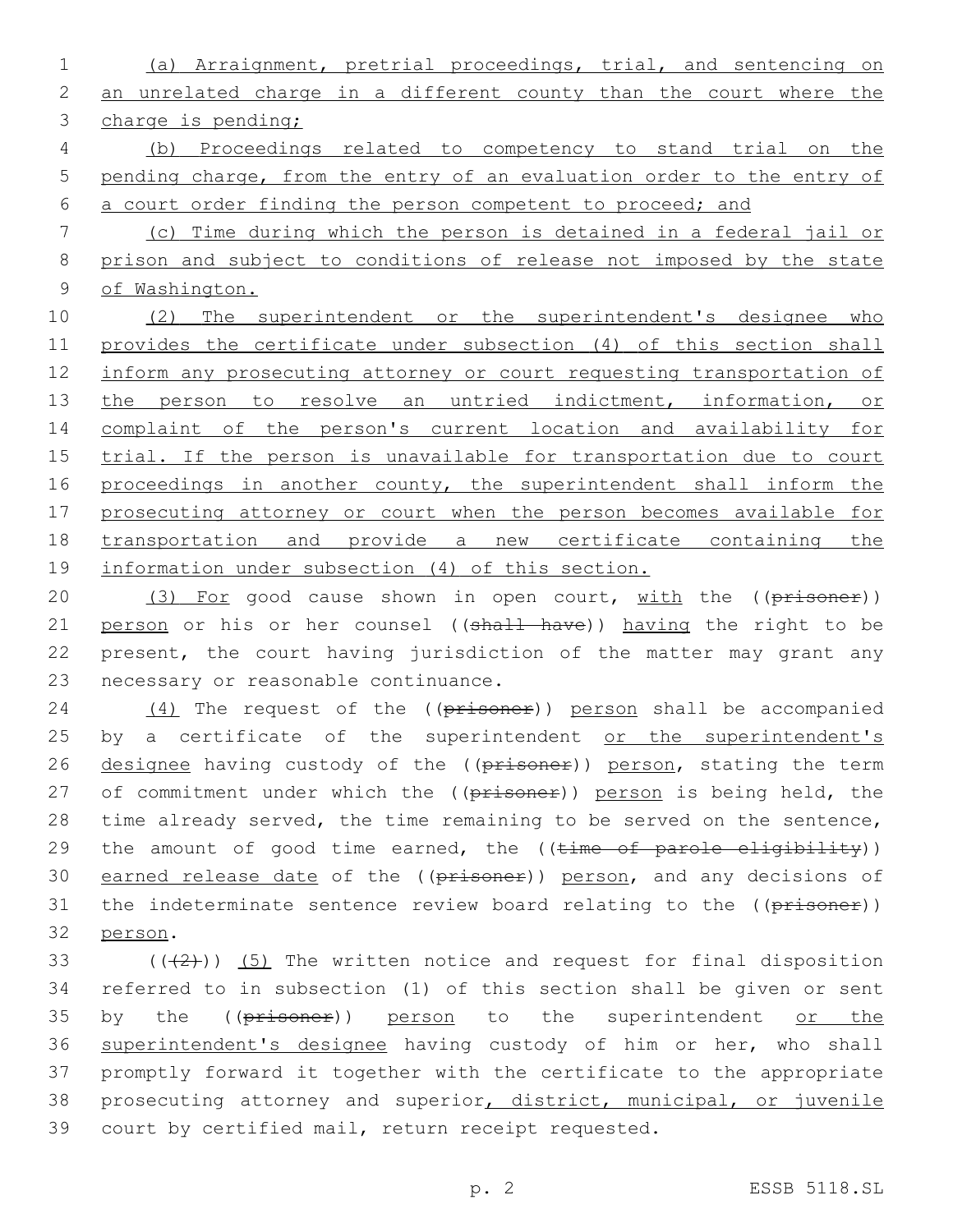(a) Arraignment, pretrial proceedings, trial, and sentencing on an unrelated charge in a different county than the court where the charge is pending;

(b) Proceedings related to competency to stand trial on the pending charge, from the entry of an evaluation order to the entry of a court order finding the person competent to proceed; and

(c) Time during which the person is detained in a federal jail or prison and subject to conditions of release not imposed by the state of Washington.

(2) The superintendent or the superintendent's designee who provides the certificate under subsection (4) of this section shall inform any prosecuting attorney or court requesting transportation of the person to resolve an untried indictment, information, or complaint of the person's current location and availability for trial. If the person is unavailable for transportation due to court proceedings in another county, the superintendent shall inform the prosecuting attorney or court when the person becomes available for transportation and provide a new certificate containing the information under subsection (4) of this section.

(3) For good cause shown in open court, with the ((~~prisoner~~)) person or his or her counsel ((~~shall have~~)) having the right to be present, the court having jurisdiction of the matter may grant any necessary or reasonable continuance.

(4) The request of the ((~~prisoner~~)) person shall be accompanied by a certificate of the superintendent or the superintendent's designee having custody of the ((~~prisoner~~)) person, stating the term of commitment under which the ((~~prisoner~~)) person is being held, the time already served, the time remaining to be served on the sentence, the amount of good time earned, the ((~~time of parole eligibility~~)) earned release date of the ((~~prisoner~~)) person, and any decisions of the indeterminate sentence review board relating to the ((~~prisoner~~)) person.

((~~(2)~~)) (5) The written notice and request for final disposition referred to in subsection (1) of this section shall be given or sent by the ((~~prisoner~~)) person to the superintendent or the superintendent's designee having custody of him or her, who shall promptly forward it together with the certificate to the appropriate prosecuting attorney and superior, district, municipal, or juvenile court by certified mail, return receipt requested.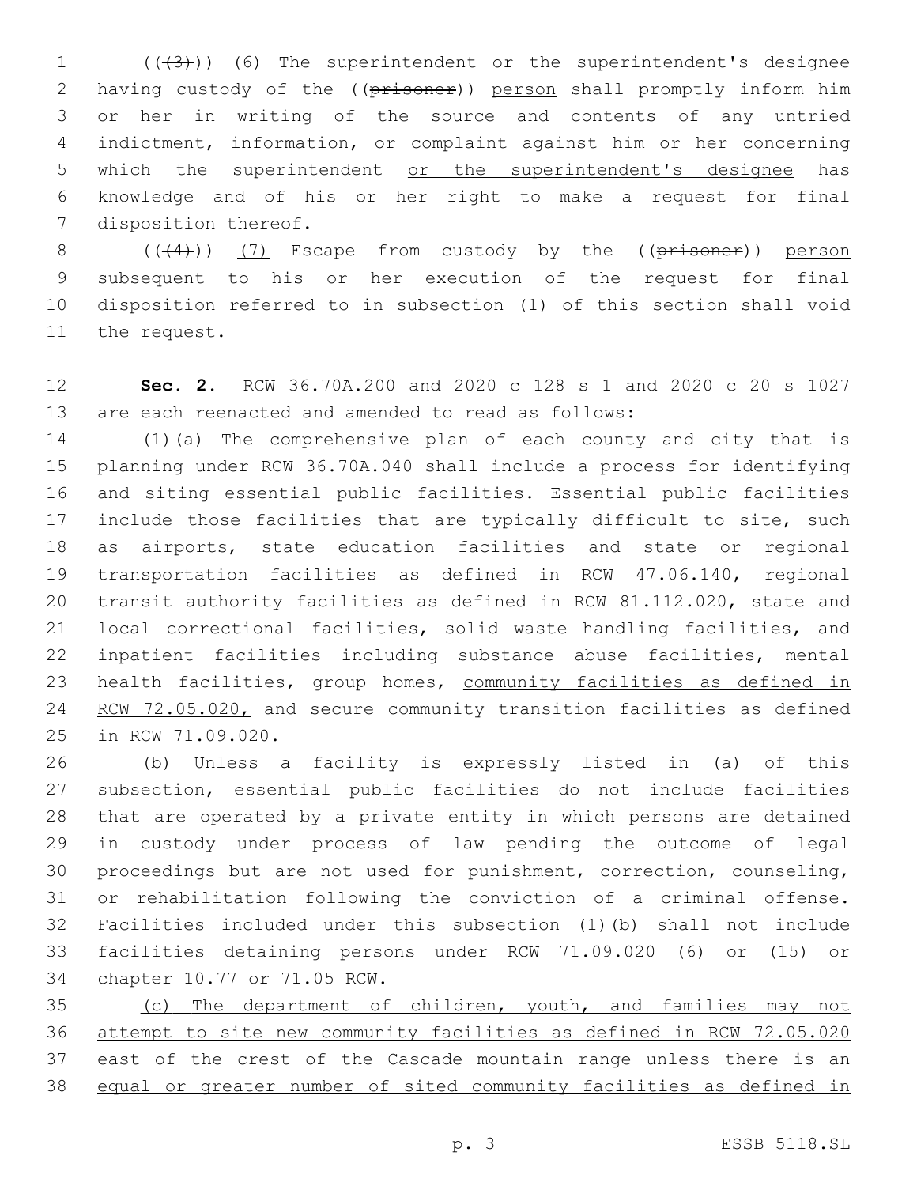(((3))) (6) The superintendent or the superintendent's designee having custody of the ((prisoner)) person shall promptly inform him or her in writing of the source and contents of any untried indictment, information, or complaint against him or her concerning which the superintendent or the superintendent's designee has knowledge and of his or her right to make a request for final disposition thereof.

(((4))) (7) Escape from custody by the ((prisoner)) person subsequent to his or her execution of the request for final disposition referred to in subsection (1) of this section shall void the request.

**Sec. 2.** RCW 36.70A.200 and 2020 c 128 s 1 and 2020 c 20 s 1027 are each reenacted and amended to read as follows:

(1)(a) The comprehensive plan of each county and city that is planning under RCW 36.70A.040 shall include a process for identifying and siting essential public facilities. Essential public facilities include those facilities that are typically difficult to site, such as airports, state education facilities and state or regional transportation facilities as defined in RCW 47.06.140, regional transit authority facilities as defined in RCW 81.112.020, state and local correctional facilities, solid waste handling facilities, and inpatient facilities including substance abuse facilities, mental health facilities, group homes, community facilities as defined in RCW 72.05.020, and secure community transition facilities as defined in RCW 71.09.020.

(b) Unless a facility is expressly listed in (a) of this subsection, essential public facilities do not include facilities that are operated by a private entity in which persons are detained in custody under process of law pending the outcome of legal proceedings but are not used for punishment, correction, counseling, or rehabilitation following the conviction of a criminal offense. Facilities included under this subsection (1)(b) shall not include facilities detaining persons under RCW 71.09.020 (6) or (15) or chapter 10.77 or 71.05 RCW.

(c) The department of children, youth, and families may not attempt to site new community facilities as defined in RCW 72.05.020 east of the crest of the Cascade mountain range unless there is an equal or greater number of sited community facilities as defined in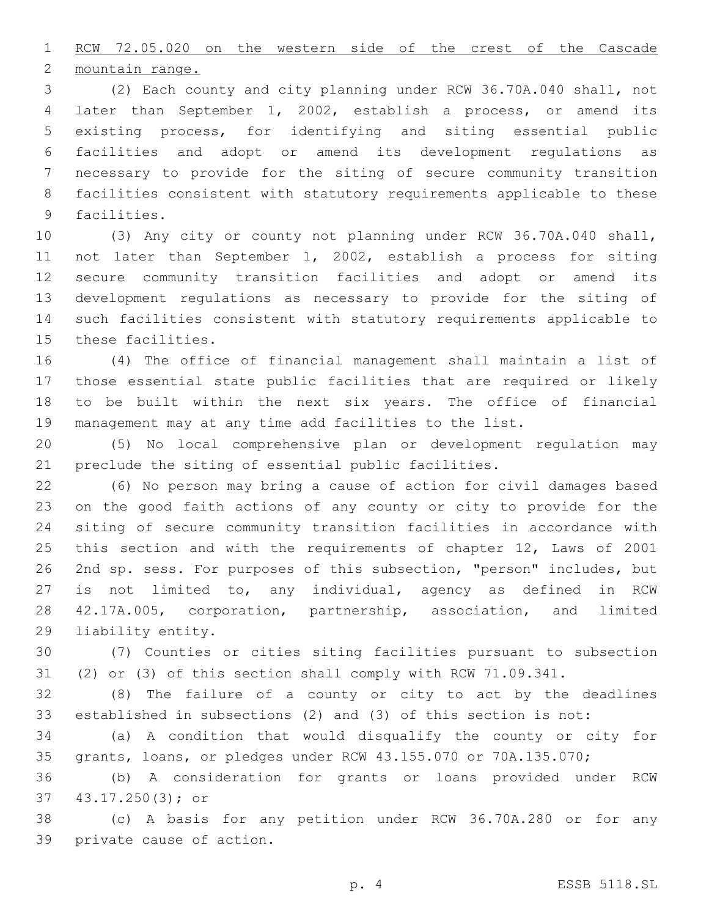RCW 72.05.020 on the western side of the crest of the Cascade mountain range.

(2) Each county and city planning under RCW 36.70A.040 shall, not later than September 1, 2002, establish a process, or amend its existing process, for identifying and siting essential public facilities and adopt or amend its development regulations as necessary to provide for the siting of secure community transition facilities consistent with statutory requirements applicable to these facilities.

(3) Any city or county not planning under RCW 36.70A.040 shall, not later than September 1, 2002, establish a process for siting secure community transition facilities and adopt or amend its development regulations as necessary to provide for the siting of such facilities consistent with statutory requirements applicable to these facilities.

(4) The office of financial management shall maintain a list of those essential state public facilities that are required or likely to be built within the next six years. The office of financial management may at any time add facilities to the list.

(5) No local comprehensive plan or development regulation may preclude the siting of essential public facilities.

(6) No person may bring a cause of action for civil damages based on the good faith actions of any county or city to provide for the siting of secure community transition facilities in accordance with this section and with the requirements of chapter 12, Laws of 2001 2nd sp. sess. For purposes of this subsection, "person" includes, but is not limited to, any individual, agency as defined in RCW 42.17A.005, corporation, partnership, association, and limited liability entity.

(7) Counties or cities siting facilities pursuant to subsection (2) or (3) of this section shall comply with RCW 71.09.341.

(8) The failure of a county or city to act by the deadlines established in subsections (2) and (3) of this section is not:

(a) A condition that would disqualify the county or city for grants, loans, or pledges under RCW 43.155.070 or 70A.135.070;

(b) A consideration for grants or loans provided under RCW 43.17.250(3); or

(c) A basis for any petition under RCW 36.70A.280 or for any private cause of action.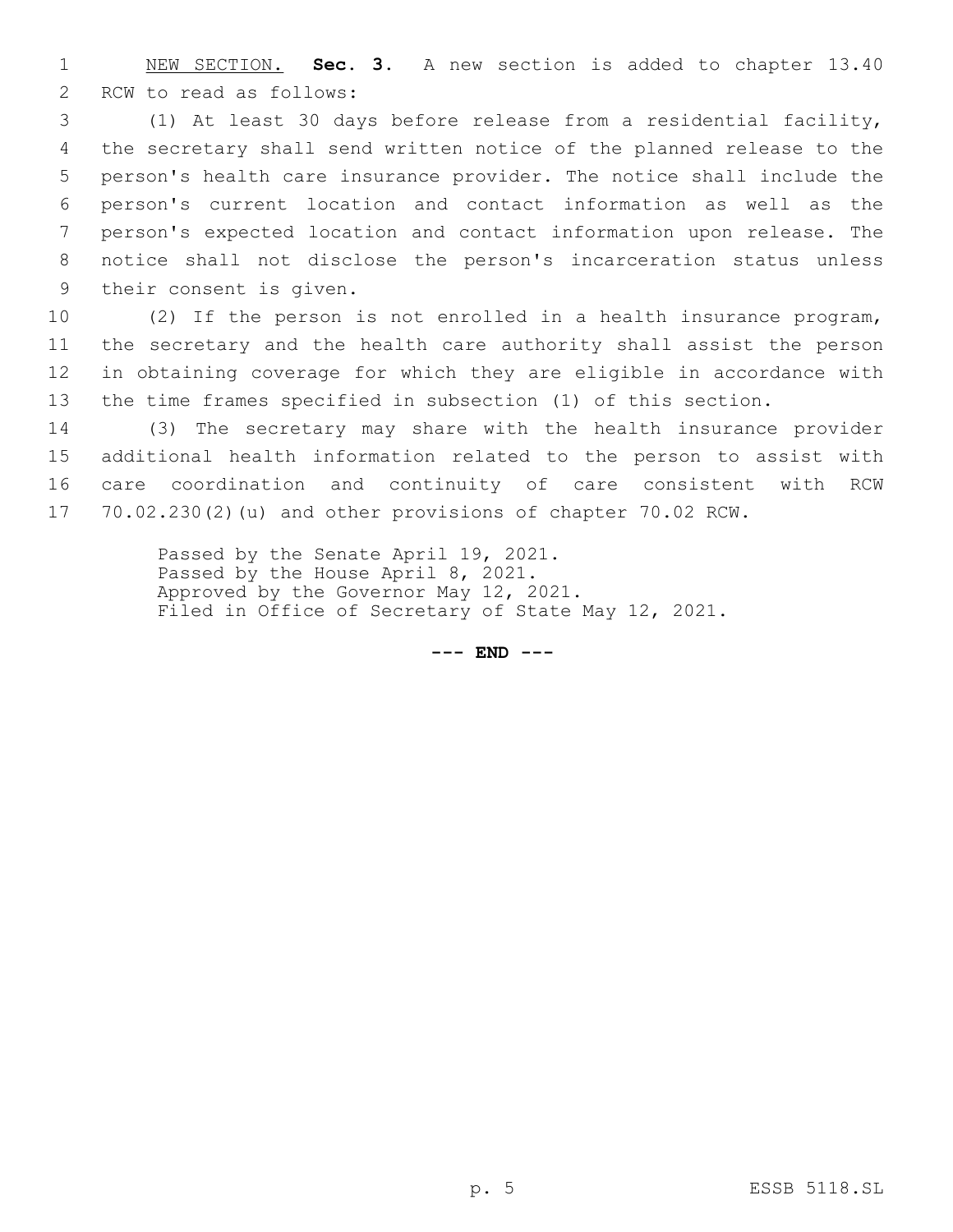NEW SECTION. **Sec. 3.** A new section is added to chapter 13.40 RCW to read as follows:

(1) At least 30 days before release from a residential facility, the secretary shall send written notice of the planned release to the person's health care insurance provider. The notice shall include the person's current location and contact information as well as the person's expected location and contact information upon release. The notice shall not disclose the person's incarceration status unless their consent is given.

(2) If the person is not enrolled in a health insurance program, the secretary and the health care authority shall assist the person in obtaining coverage for which they are eligible in accordance with the time frames specified in subsection (1) of this section.

(3) The secretary may share with the health insurance provider additional health information related to the person to assist with care coordination and continuity of care consistent with RCW 70.02.230(2)(u) and other provisions of chapter 70.02 RCW.

Passed by the Senate April 19, 2021.
Passed by the House April 8, 2021.
Approved by the Governor May 12, 2021.
Filed in Office of Secretary of State May 12, 2021.

**--- END ---**